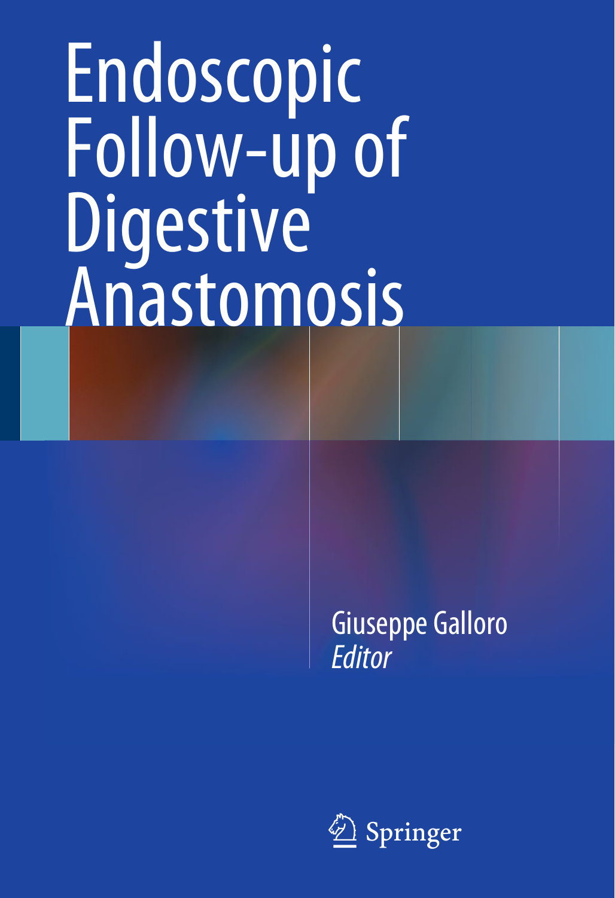# Endoscopic Follow-up of Digestive Anastomosis

Giuseppe Galloro
*Editor*

Springer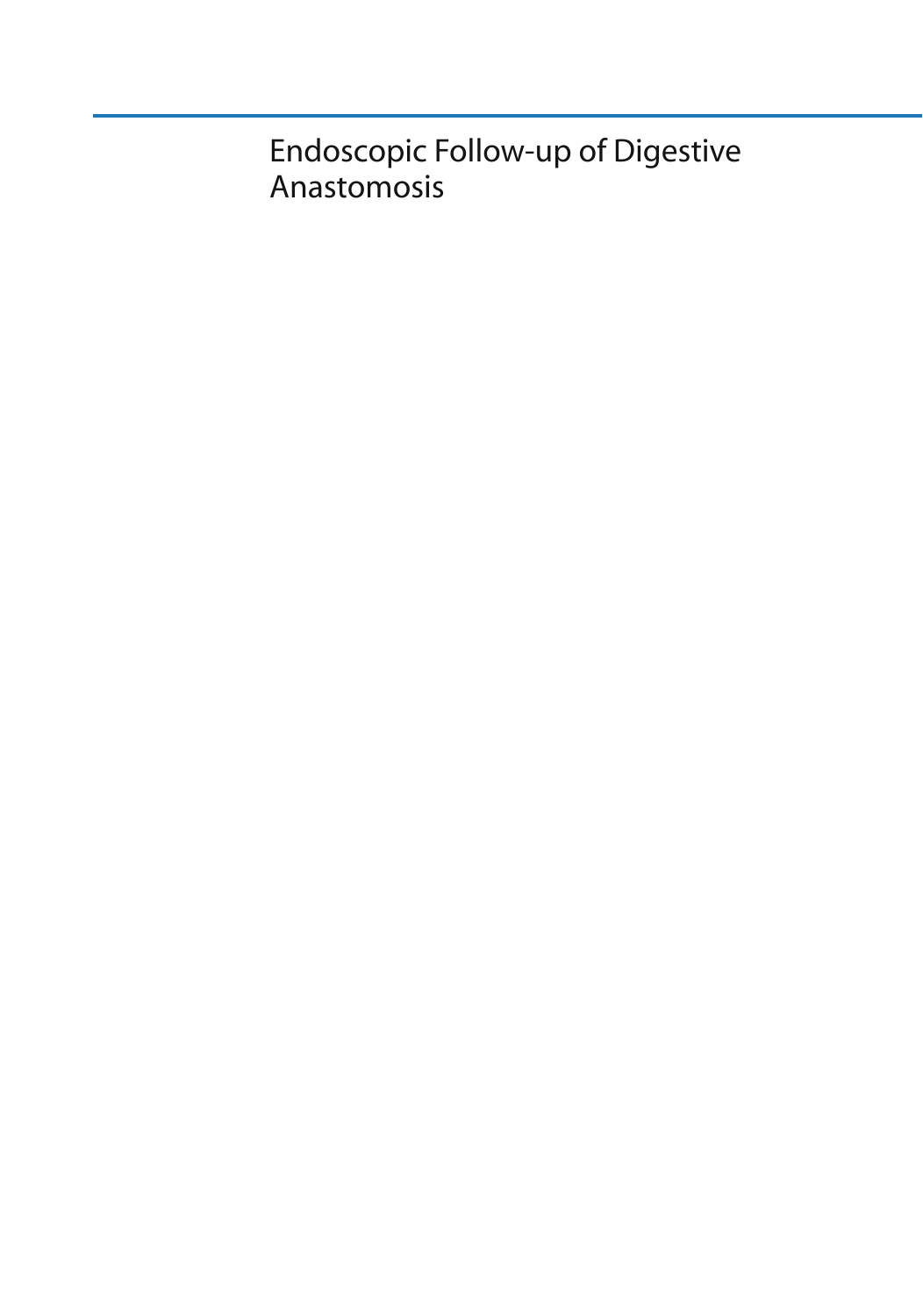# Endoscopic Follow-up of Digestive Anastomosis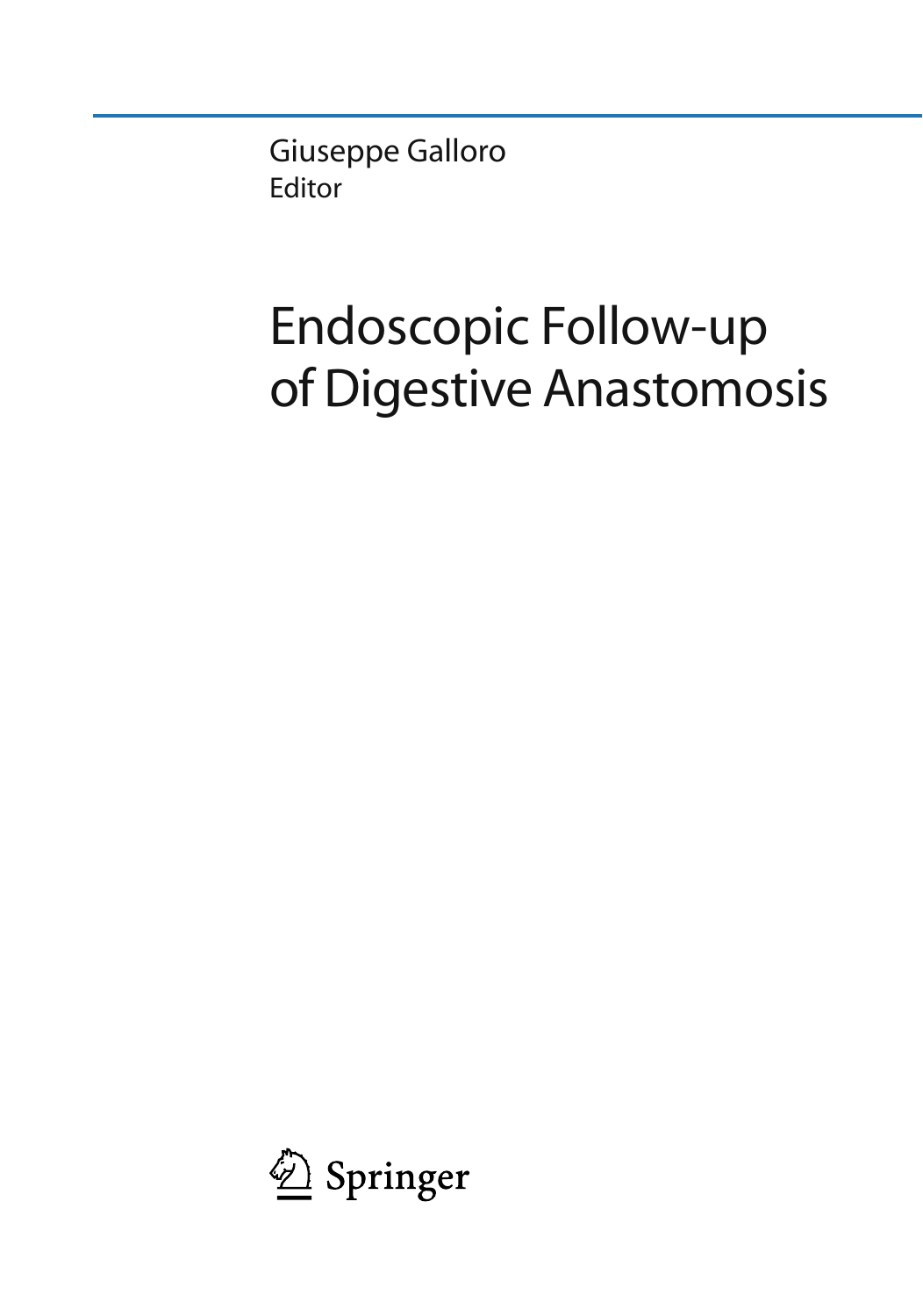Giuseppe Galloro
Editor

# Endoscopic Follow-up of Digestive Anastomosis

Springer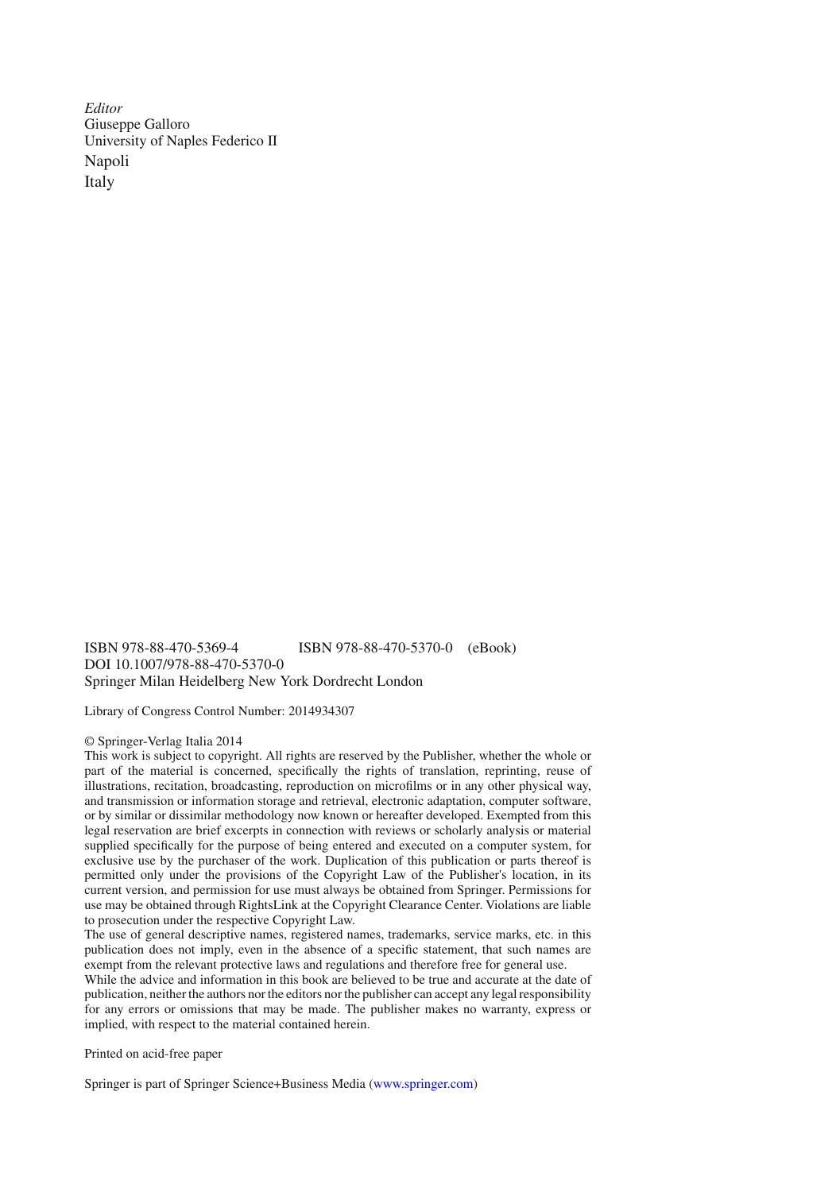*Editor*
Giuseppe Galloro
University of Naples Federico II
Napoli
Italy

ISBN 978-88-470-5369-4 ISBN 978-88-470-5370-0 (eBook)
DOI 10.1007/978-88-470-5370-0
Springer Milan Heidelberg New York Dordrecht London

Library of Congress Control Number: 2014934307

© Springer-Verlag Italia 2014
This work is subject to copyright. All rights are reserved by the Publisher, whether the whole or part of the material is concerned, specifically the rights of translation, reprinting, reuse of illustrations, recitation, broadcasting, reproduction on microfilms or in any other physical way, and transmission or information storage and retrieval, electronic adaptation, computer software, or by similar or dissimilar methodology now known or hereafter developed. Exempted from this legal reservation are brief excerpts in connection with reviews or scholarly analysis or material supplied specifically for the purpose of being entered and executed on a computer system, for exclusive use by the purchaser of the work. Duplication of this publication or parts thereof is permitted only under the provisions of the Copyright Law of the Publisher's location, in its current version, and permission for use must always be obtained from Springer. Permissions for use may be obtained through RightsLink at the Copyright Clearance Center. Violations are liable to prosecution under the respective Copyright Law.
The use of general descriptive names, registered names, trademarks, service marks, etc. in this publication does not imply, even in the absence of a specific statement, that such names are exempt from the relevant protective laws and regulations and therefore free for general use.
While the advice and information in this book are believed to be true and accurate at the date of publication, neither the authors nor the editors nor the publisher can accept any legal responsibility for any errors or omissions that may be made. The publisher makes no warranty, express or implied, with respect to the material contained herein.

Printed on acid-free paper

Springer is part of Springer Science+Business Media (www.springer.com)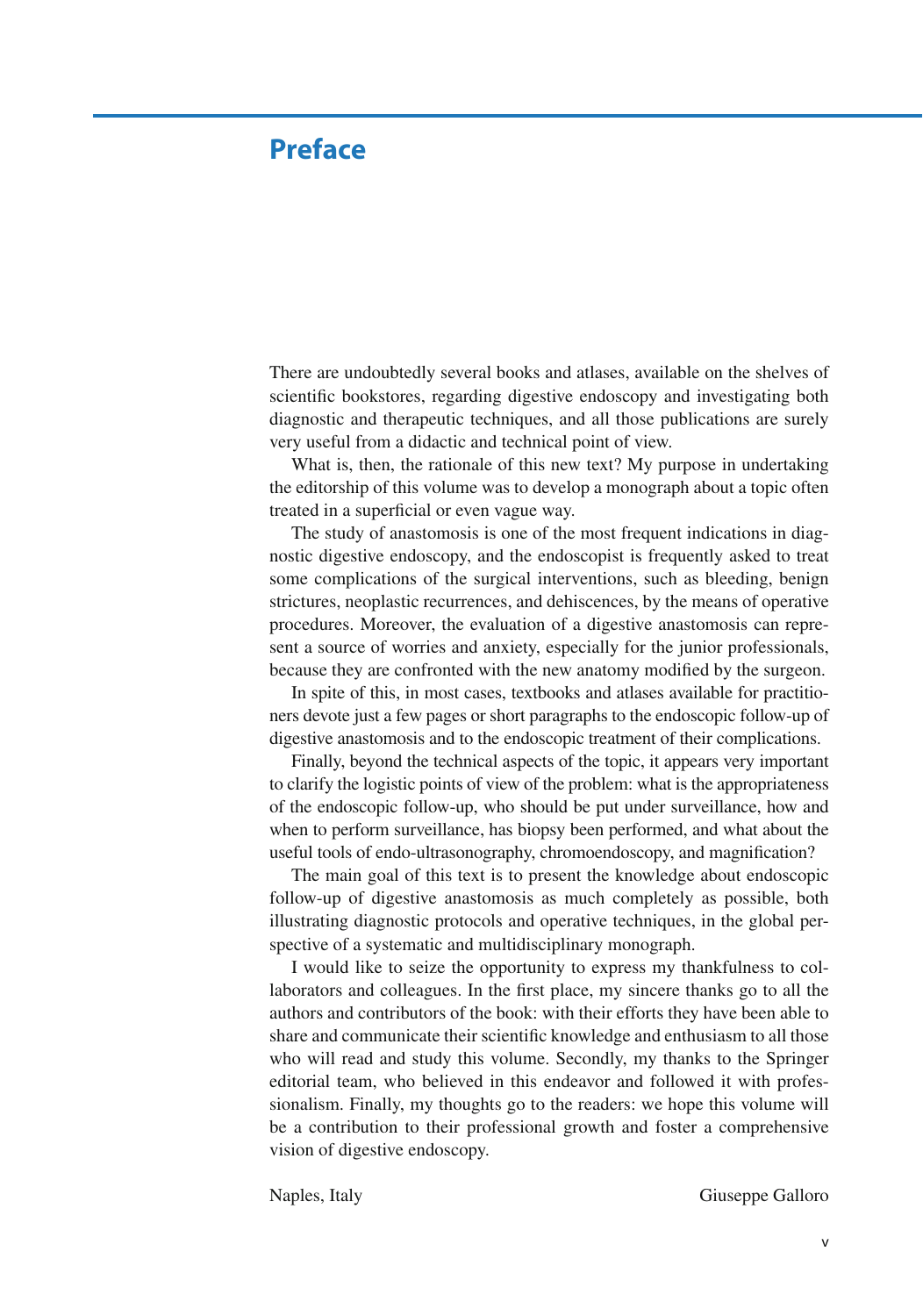# Preface

There are undoubtedly several books and atlases, available on the shelves of scientific bookstores, regarding digestive endoscopy and investigating both diagnostic and therapeutic techniques, and all those publications are surely very useful from a didactic and technical point of view.

What is, then, the rationale of this new text? My purpose in undertaking the editorship of this volume was to develop a monograph about a topic often treated in a superficial or even vague way.

The study of anastomosis is one of the most frequent indications in diagnostic digestive endoscopy, and the endoscopist is frequently asked to treat some complications of the surgical interventions, such as bleeding, benign strictures, neoplastic recurrences, and dehiscences, by the means of operative procedures. Moreover, the evaluation of a digestive anastomosis can represent a source of worries and anxiety, especially for the junior professionals, because they are confronted with the new anatomy modified by the surgeon.

In spite of this, in most cases, textbooks and atlases available for practitioners devote just a few pages or short paragraphs to the endoscopic follow-up of digestive anastomosis and to the endoscopic treatment of their complications.

Finally, beyond the technical aspects of the topic, it appears very important to clarify the logistic points of view of the problem: what is the appropriateness of the endoscopic follow-up, who should be put under surveillance, how and when to perform surveillance, has biopsy been performed, and what about the useful tools of endo-ultrasonography, chromoendoscopy, and magnification?

The main goal of this text is to present the knowledge about endoscopic follow-up of digestive anastomosis as much completely as possible, both illustrating diagnostic protocols and operative techniques, in the global perspective of a systematic and multidisciplinary monograph.

I would like to seize the opportunity to express my thankfulness to collaborators and colleagues. In the first place, my sincere thanks go to all the authors and contributors of the book: with their efforts they have been able to share and communicate their scientific knowledge and enthusiasm to all those who will read and study this volume. Secondly, my thanks to the Springer editorial team, who believed in this endeavor and followed it with professionalism. Finally, my thoughts go to the readers: we hope this volume will be a contribution to their professional growth and foster a comprehensive vision of digestive endoscopy.

Naples, Italy

Giuseppe Galloro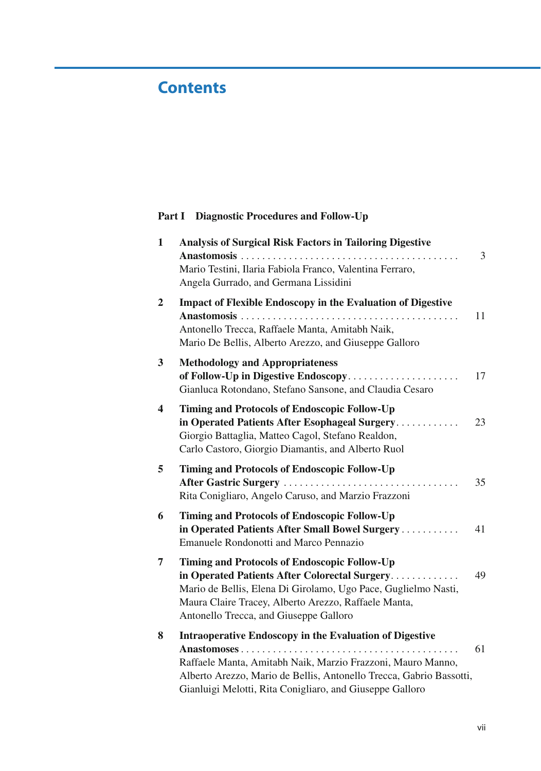# Contents

## Part I Diagnostic Procedures and Follow-Up

1 **Analysis of Surgical Risk Factors in Tailoring Digestive Anastomosis** . . . . . . . . . . 3
Mario Testini, Ilaria Fabiola Franco, Valentina Ferraro, Angela Gurrado, and Germana Lissidini

2 **Impact of Flexible Endoscopy in the Evaluation of Digestive Anastomosis** . . . . . . . . . . 11
Antonello Trecca, Raffaele Manta, Amitabh Naik, Mario De Bellis, Alberto Arezzo, and Giuseppe Galloro

3 **Methodology and Appropriateness of Follow-Up in Digestive Endoscopy** . . . . . . . . . . 17
Gianluca Rotondano, Stefano Sansone, and Claudia Cesaro

4 **Timing and Protocols of Endoscopic Follow-Up in Operated Patients After Esophageal Surgery** . . . . . . . . . . 23
Giorgio Battaglia, Matteo Cagol, Stefano Realdon, Carlo Castoro, Giorgio Diamantis, and Alberto Ruol

5 **Timing and Protocols of Endoscopic Follow-Up After Gastric Surgery** . . . . . . . . . . 35
Rita Conigliaro, Angelo Caruso, and Marzio Frazzoni

6 **Timing and Protocols of Endoscopic Follow-Up in Operated Patients After Small Bowel Surgery** . . . . . . . . . . 41
Emanuele Rondonotti and Marco Pennazio

7 **Timing and Protocols of Endoscopic Follow-Up in Operated Patients After Colorectal Surgery** . . . . . . . . . . 49
Mario de Bellis, Elena Di Girolamo, Ugo Pace, Guglielmo Nasti, Maura Claire Tracey, Alberto Arezzo, Raffaele Manta, Antonello Trecca, and Giuseppe Galloro

8 **Intraoperative Endoscopy in the Evaluation of Digestive Anastomoses** . . . . . . . . . . 61
Raffaele Manta, Amitabh Naik, Marzio Frazzoni, Mauro Manno, Alberto Arezzo, Mario de Bellis, Antonello Trecca, Gabrio Bassotti, Gianluigi Melotti, Rita Conigliaro, and Giuseppe Galloro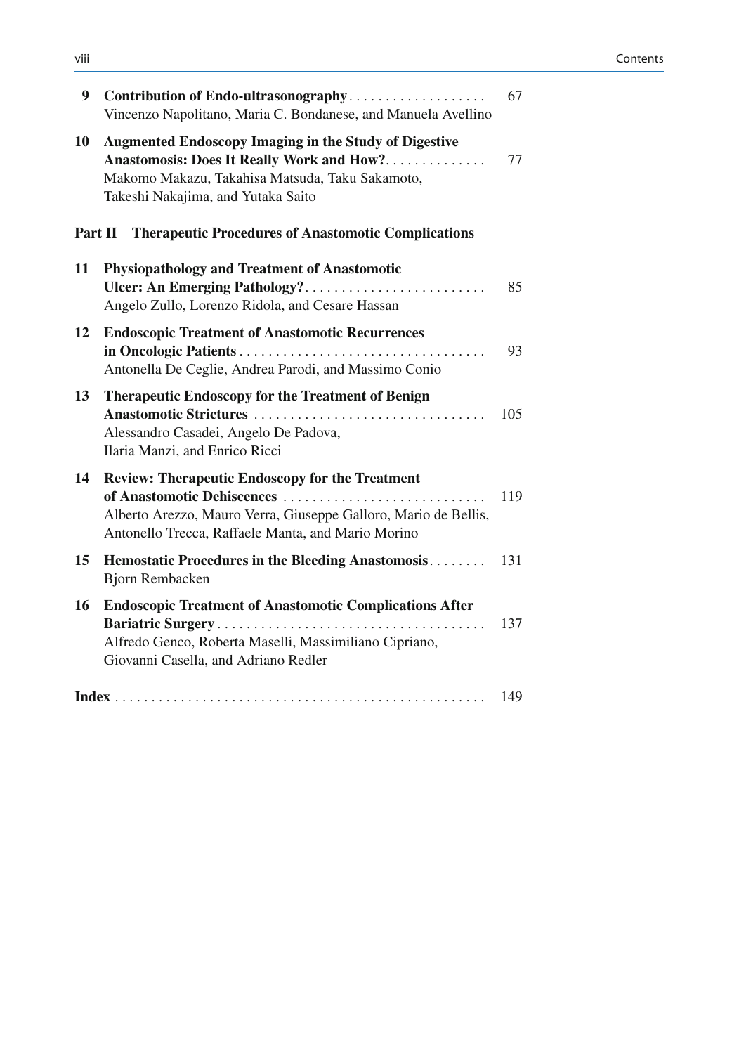**9 Contribution of Endo-ultrasonography** . . . . . . . . . . . . . . . . . . . 67
Vincenzo Napolitano, Maria C. Bondanese, and Manuela Avellino

**10 Augmented Endoscopy Imaging in the Study of Digestive Anastomosis: Does It Really Work and How?** . . . . . . . . . . . . . . 77
Makomo Makazu, Takahisa Matsuda, Taku Sakamoto, Takeshi Nakajima, and Yutaka Saito

## Part II Therapeutic Procedures of Anastomotic Complications

**11 Physiopathology and Treatment of Anastomotic Ulcer: An Emerging Pathology?** . . . . . . . . . . . . . . . . . . . . . . . . . 85
Angelo Zullo, Lorenzo Ridola, and Cesare Hassan

**12 Endoscopic Treatment of Anastomotic Recurrences in Oncologic Patients** . . . . . . . . . . . . . . . . . . . . . . . . . . . . . . . . . . 93
Antonella De Ceglie, Andrea Parodi, and Massimo Conio

**13 Therapeutic Endoscopy for the Treatment of Benign Anastomotic Strictures** . . . . . . . . . . . . . . . . . . . . . . . . . . . . . . . . 105
Alessandro Casadei, Angelo De Padova, Ilaria Manzi, and Enrico Ricci

**14 Review: Therapeutic Endoscopy for the Treatment of Anastomotic Dehiscences** . . . . . . . . . . . . . . . . . . . . . . . . . . . . 119
Alberto Arezzo, Mauro Verra, Giuseppe Galloro, Mario de Bellis, Antonello Trecca, Raffaele Manta, and Mario Morino

**15 Hemostatic Procedures in the Bleeding Anastomosis** . . . . . . . . 131
Bjorn Rembacken

**16 Endoscopic Treatment of Anastomotic Complications After Bariatric Surgery** . . . . . . . . . . . . . . . . . . . . . . . . . . . . . . . . . . . . . 137
Alfredo Genco, Roberta Maselli, Massimiliano Cipriano, Giovanni Casella, and Adriano Redler

**Index** . . . . . . . . . . . . . . . . . . . . . . . . . . . . . . . . . . . . . . . . . . . . . . . . . 149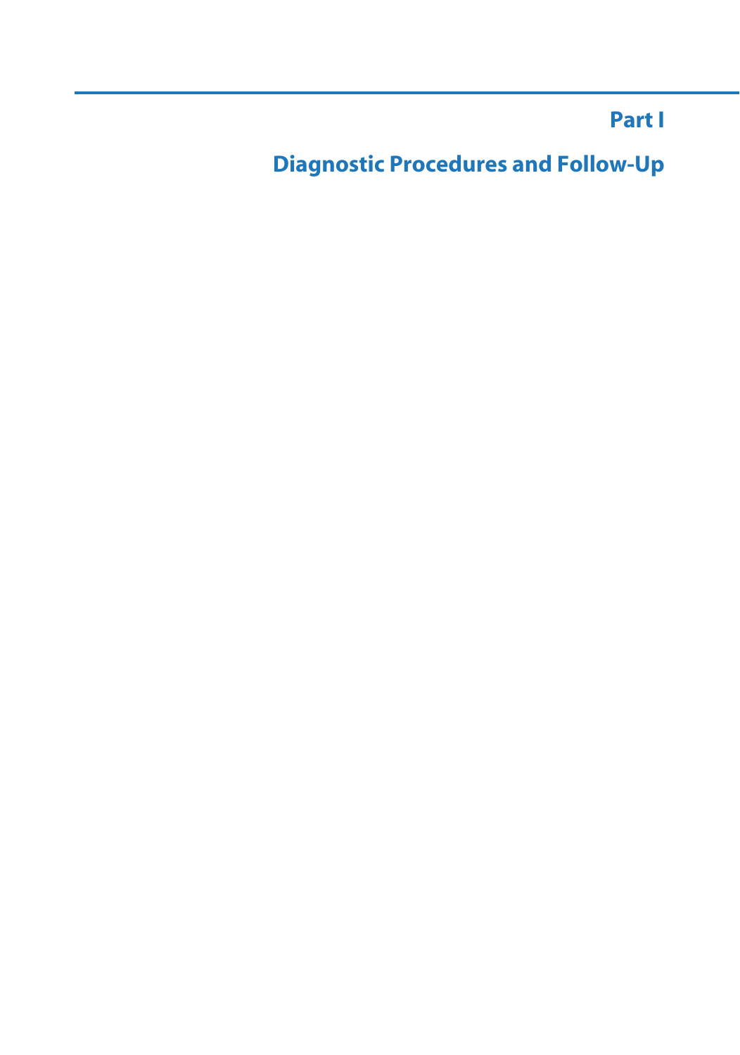# Part I

# Diagnostic Procedures and Follow-Up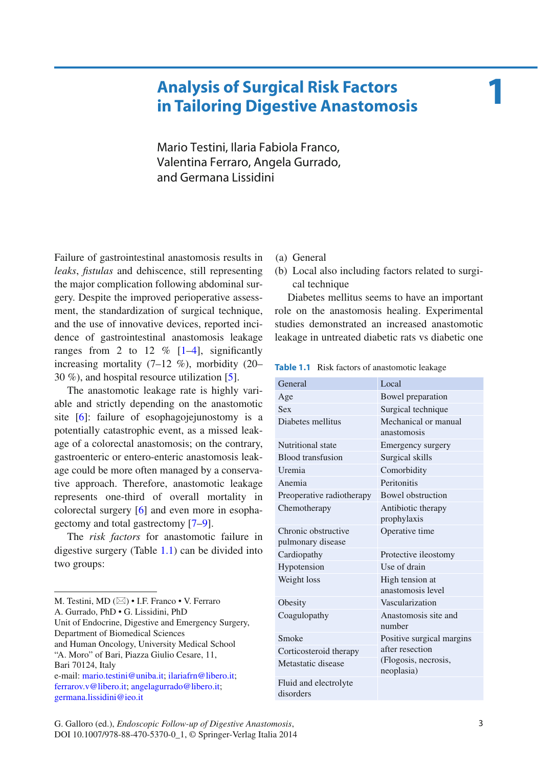# 1 Analysis of Surgical Risk Factors in Tailoring Digestive Anastomosis

Mario Testini, Ilaria Fabiola Franco, Valentina Ferraro, Angela Gurrado, and Germana Lissidini

Failure of gastrointestinal anastomosis results in *leaks*, *fistulas* and dehiscence, still representing the major complication following abdominal surgery. Despite the improved perioperative assessment, the standardization of surgical technique, and the use of innovative devices, reported incidence of gastrointestinal anastomosis leakage ranges from 2 to 12 % [1–4], significantly increasing mortality (7–12 %), morbidity (20–30 %), and hospital resource utilization [5].

The anastomotic leakage rate is highly variable and strictly depending on the anastomotic site [6]: failure of esophagojejunostomy is a potentially catastrophic event, as a missed leakage of a colorectal anastomosis; on the contrary, gastroenteric or entero-enteric anastomosis leakage could be more often managed by a conservative approach. Therefore, anastomotic leakage represents one-third of overall mortality in colorectal surgery [6] and even more in esophagectomy and total gastrectomy [7–9].

The *risk factors* for anastomotic failure in digestive surgery (Table 1.1) can be divided into two groups:

(a) General
(b) Local also including factors related to surgical technique

Diabetes mellitus seems to have an important role on the anastomosis healing. Experimental studies demonstrated an increased anastomotic leakage in untreated diabetic rats vs diabetic one

**Table 1.1** Risk factors of anastomotic leakage

| General | Local |
|---|---|
| Age | Bowel preparation |
| Sex | Surgical technique |
| Diabetes mellitus | Mechanical or manual anastomosis |
| Nutritional state | Emergency surgery |
| Blood transfusion | Surgical skills |
| Uremia | Comorbidity |
| Anemia | Peritonitis |
| Preoperative radiotherapy | Bowel obstruction |
| Chemotherapy | Antibiotic therapy prophylaxis |
| Chronic obstructive pulmonary disease | Operative time |
| Cardiopathy | Protective ileostomy |
| Hypotension | Use of drain |
| Weight loss | High tension at anastomosis level |
| Obesity | Vascularization |
| Coagulopathy | Anastomosis site and number |
| Smoke | Positive surgical margins after resection (Flogosis, necrosis, neoplasia) |
| Corticosteroid therapy | |
| Metastatic disease | |
| Fluid and electrolyte disorders | |

M. Testini, MD (✉) • I.F. Franco • V. Ferraro
A. Gurrado, PhD • G. Lissidini, PhD
Unit of Endocrine, Digestive and Emergency Surgery, Department of Biomedical Sciences and Human Oncology, University Medical School "A. Moro" of Bari, Piazza Giulio Cesare, 11, Bari 70124, Italy
e-mail: mario.testini@uniba.it; ilariafrn@libero.it; ferrarov.v@libero.it; angelagurrado@libero.it; germana.lissidini@ieo.it

G. Galloro (ed.), *Endoscopic Follow-up of Digestive Anastomosis*, DOI 10.1007/978-88-470-5370-0_1, © Springer-Verlag Italia 2014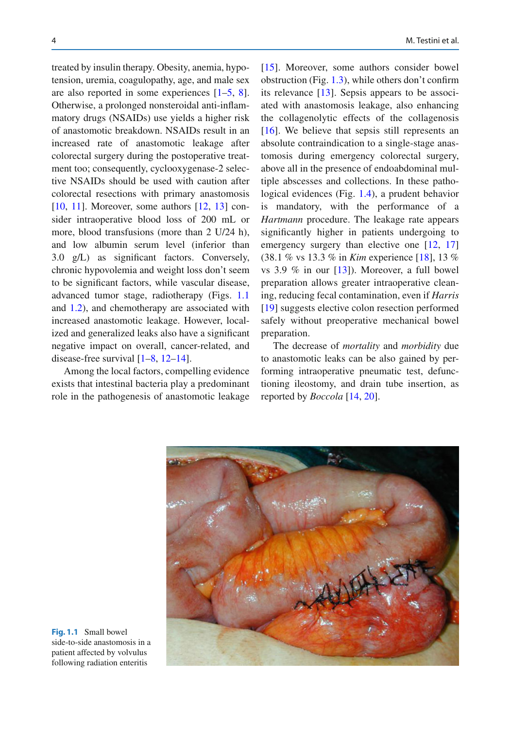treated by insulin therapy. Obesity, anemia, hypotension, uremia, coagulopathy, age, and male sex are also reported in some experiences [1–5, 8]. Otherwise, a prolonged nonsteroidal anti-inflammatory drugs (NSAIDs) use yields a higher risk of anastomotic breakdown. NSAIDs result in an increased rate of anastomotic leakage after colorectal surgery during the postoperative treatment too; consequently, cyclooxygenase-2 selective NSAIDs should be used with caution after colorectal resections with primary anastomosis [10, 11]. Moreover, some authors [12, 13] consider intraoperative blood loss of 200 mL or more, blood transfusions (more than 2 U/24 h), and low albumin serum level (inferior than 3.0 g/L) as significant factors. Conversely, chronic hypovolemia and weight loss don't seem to be significant factors, while vascular disease, advanced tumor stage, radiotherapy (Figs. 1.1 and 1.2), and chemotherapy are associated with increased anastomotic leakage. However, localized and generalized leaks also have a significant negative impact on overall, cancer-related, and disease-free survival [1–8, 12–14].

Among the local factors, compelling evidence exists that intestinal bacteria play a predominant role in the pathogenesis of anastomotic leakage [15]. Moreover, some authors consider bowel obstruction (Fig. 1.3), while others don't confirm its relevance [13]. Sepsis appears to be associated with anastomosis leakage, also enhancing the collagenolytic effects of the collagenosis [16]. We believe that sepsis still represents an absolute contraindication to a single-stage anastomosis during emergency colorectal surgery, above all in the presence of endoabdominal multiple abscesses and collections. In these pathological evidences (Fig. 1.4), a prudent behavior is mandatory, with the performance of a *Hartmann* procedure. The leakage rate appears significantly higher in patients undergoing to emergency surgery than elective one [12, 17] (38.1 % vs 13.3 % in *Kim* experience [18], 13 % vs 3.9 % in our [13]). Moreover, a full bowel preparation allows greater intraoperative cleaning, reducing fecal contamination, even if *Harris* [19] suggests elective colon resection performed safely without preoperative mechanical bowel preparation.

The decrease of *mortality* and *morbidity* due to anastomotic leaks can be also gained by performing intraoperative pneumatic test, defunctioning ileostomy, and drain tube insertion, as reported by *Boccola* [14, 20].

**Fig. 1.1** Small bowel side-to-side anastomosis in a patient affected by volvulus following radiation enteritis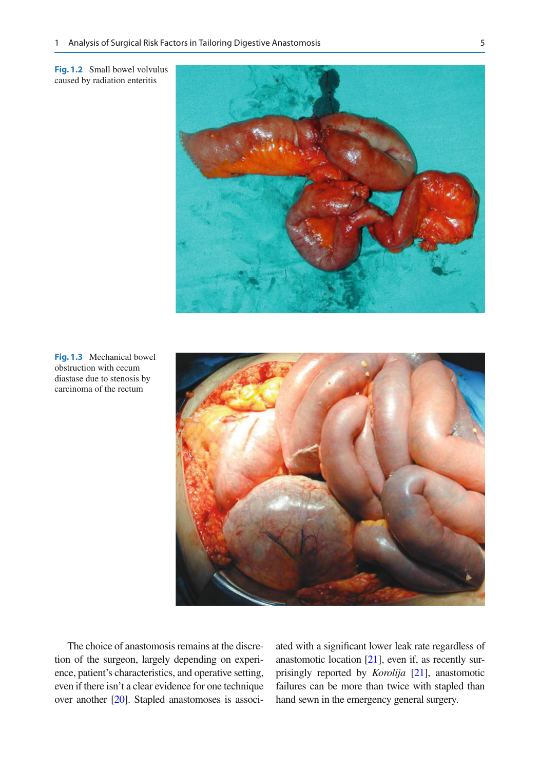**Fig. 1.2** Small bowel volvulus caused by radiation enteritis

**Fig. 1.3** Mechanical bowel obstruction with cecum diastase due to stenosis by carcinoma of the rectum

The choice of anastomosis remains at the discretion of the surgeon, largely depending on experience, patient's characteristics, and operative setting, even if there isn't a clear evidence for one technique over another [20]. Stapled anastomoses is associated with a significant lower leak rate regardless of anastomotic location [21], even if, as recently surprisingly reported by *Korolija* [21], anastomotic failures can be more than twice with stapled than hand sewn in the emergency general surgery.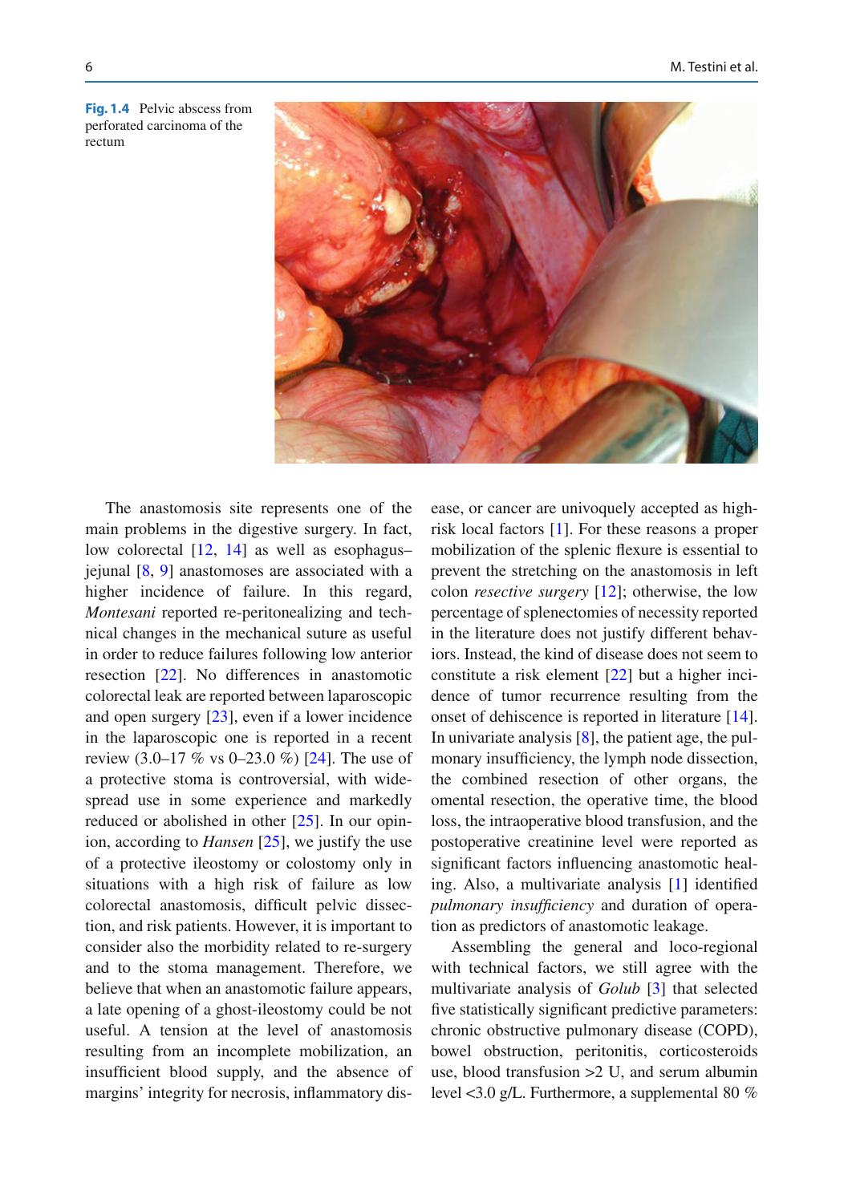**Fig. 1.4** Pelvic abscess from perforated carcinoma of the rectum

The anastomosis site represents one of the main problems in the digestive surgery. In fact, low colorectal [12, 14] as well as esophagus–jejunal [8, 9] anastomoses are associated with a higher incidence of failure. In this regard, *Montesani* reported re-peritonealizing and technical changes in the mechanical suture as useful in order to reduce failures following low anterior resection [22]. No differences in anastomotic colorectal leak are reported between laparoscopic and open surgery [23], even if a lower incidence in the laparoscopic one is reported in a recent review (3.0–17 % vs 0–23.0 %) [24]. The use of a protective stoma is controversial, with widespread use in some experience and markedly reduced or abolished in other [25]. In our opinion, according to *Hansen* [25], we justify the use of a protective ileostomy or colostomy only in situations with a high risk of failure as low colorectal anastomosis, difficult pelvic dissection, and risk patients. However, it is important to consider also the morbidity related to re-surgery and to the stoma management. Therefore, we believe that when an anastomotic failure appears, a late opening of a ghost-ileostomy could be not useful. A tension at the level of anastomosis resulting from an incomplete mobilization, an insufficient blood supply, and the absence of margins' integrity for necrosis, inflammatory disease, or cancer are univoquely accepted as high-risk local factors [1]. For these reasons a proper mobilization of the splenic flexure is essential to prevent the stretching on the anastomosis in left colon *resective surgery* [12]; otherwise, the low percentage of splenectomies of necessity reported in the literature does not justify different behaviors. Instead, the kind of disease does not seem to constitute a risk element [22] but a higher incidence of tumor recurrence resulting from the onset of dehiscence is reported in literature [14]. In univariate analysis [8], the patient age, the pulmonary insufficiency, the lymph node dissection, the combined resection of other organs, the omental resection, the operative time, the blood loss, the intraoperative blood transfusion, and the postoperative creatinine level were reported as significant factors influencing anastomotic healing. Also, a multivariate analysis [1] identified *pulmonary insufficiency* and duration of operation as predictors of anastomotic leakage.

Assembling the general and loco-regional with technical factors, we still agree with the multivariate analysis of *Golub* [3] that selected five statistically significant predictive parameters: chronic obstructive pulmonary disease (COPD), bowel obstruction, peritonitis, corticosteroids use, blood transfusion >2 U, and serum albumin level <3.0 g/L. Furthermore, a supplemental 80 %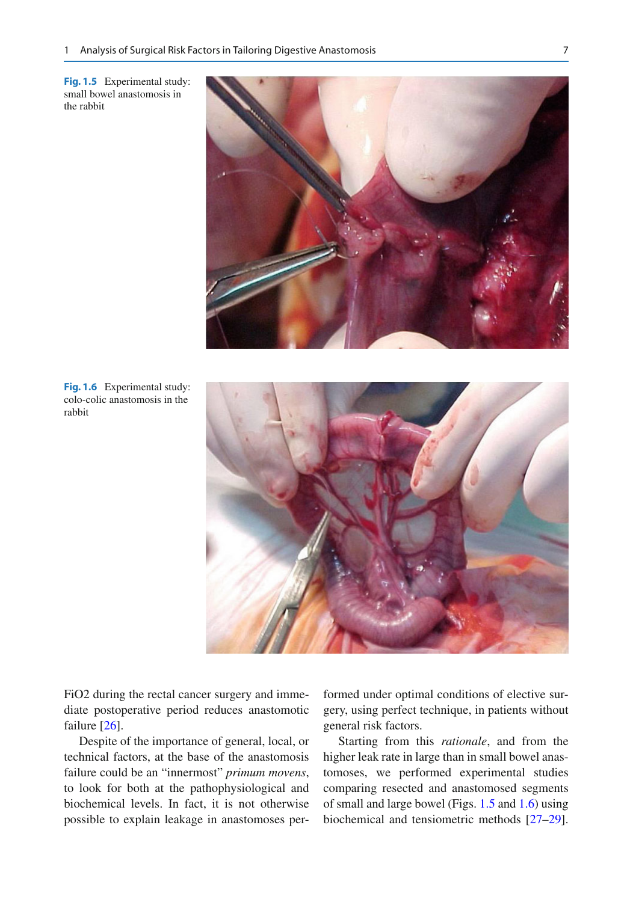Fig. 1.5 Experimental study: small bowel anastomosis in the rabbit

Fig. 1.6 Experimental study: colo-colic anastomosis in the rabbit

FiO2 during the rectal cancer surgery and immediate postoperative period reduces anastomotic failure [26].

Despite of the importance of general, local, or technical factors, at the base of the anastomosis failure could be an "innermost" *primum movens*, to look for both at the pathophysiological and biochemical levels. In fact, it is not otherwise possible to explain leakage in anastomoses performed under optimal conditions of elective surgery, using perfect technique, in patients without general risk factors.

Starting from this *rationale*, and from the higher leak rate in large than in small bowel anastomoses, we performed experimental studies comparing resected and anastomosed segments of small and large bowel (Figs. 1.5 and 1.6) using biochemical and tensiometric methods [27–29].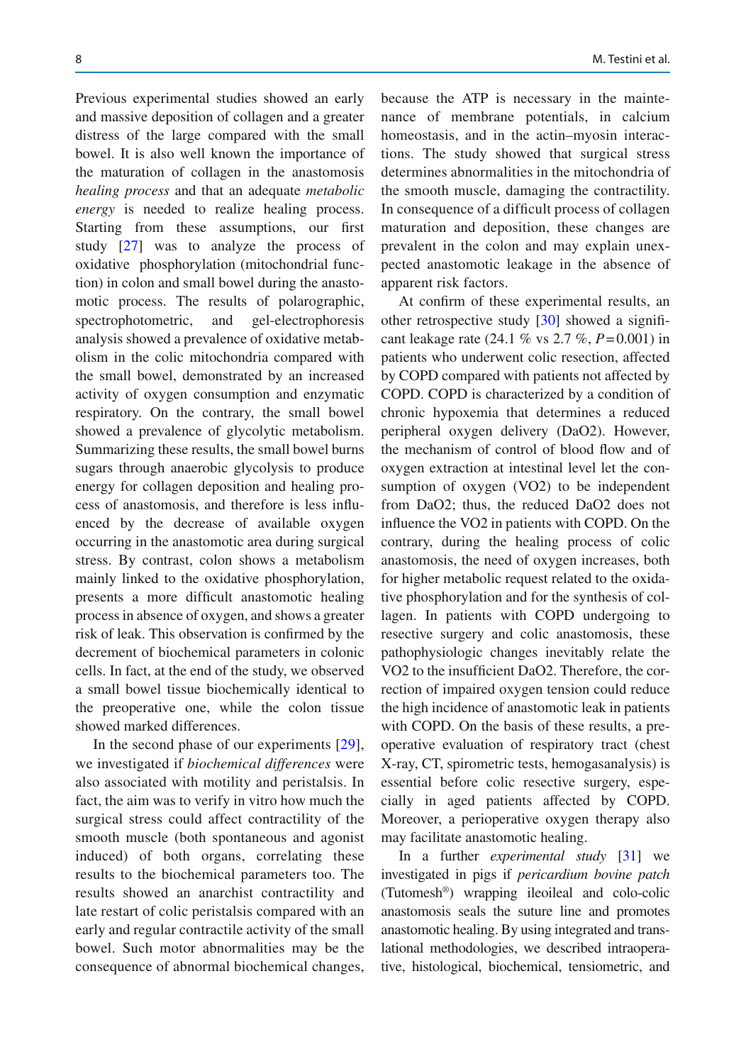Previous experimental studies showed an early and massive deposition of collagen and a greater distress of the large compared with the small bowel. It is also well known the importance of the maturation of collagen in the anastomosis *healing process* and that an adequate *metabolic energy* is needed to realize healing process. Starting from these assumptions, our first study [27] was to analyze the process of oxidative phosphorylation (mitochondrial function) in colon and small bowel during the anastomotic process. The results of polarographic, spectrophotometric, and gel-electrophoresis analysis showed a prevalence of oxidative metabolism in the colic mitochondria compared with the small bowel, demonstrated by an increased activity of oxygen consumption and enzymatic respiratory. On the contrary, the small bowel showed a prevalence of glycolytic metabolism. Summarizing these results, the small bowel burns sugars through anaerobic glycolysis to produce energy for collagen deposition and healing process of anastomosis, and therefore is less influenced by the decrease of available oxygen occurring in the anastomotic area during surgical stress. By contrast, colon shows a metabolism mainly linked to the oxidative phosphorylation, presents a more difficult anastomotic healing process in absence of oxygen, and shows a greater risk of leak. This observation is confirmed by the decrement of biochemical parameters in colonic cells. In fact, at the end of the study, we observed a small bowel tissue biochemically identical to the preoperative one, while the colon tissue showed marked differences.

In the second phase of our experiments [29], we investigated if *biochemical differences* were also associated with motility and peristalsis. In fact, the aim was to verify in vitro how much the surgical stress could affect contractility of the smooth muscle (both spontaneous and agonist induced) of both organs, correlating these results to the biochemical parameters too. The results showed an anarchist contractility and late restart of colic peristalsis compared with an early and regular contractile activity of the small bowel. Such motor abnormalities may be the consequence of abnormal biochemical changes, because the ATP is necessary in the maintenance of membrane potentials, in calcium homeostasis, and in the actin–myosin interactions. The study showed that surgical stress determines abnormalities in the mitochondria of the smooth muscle, damaging the contractility. In consequence of a difficult process of collagen maturation and deposition, these changes are prevalent in the colon and may explain unexpected anastomotic leakage in the absence of apparent risk factors.

At confirm of these experimental results, an other retrospective study [30] showed a significant leakage rate (24.1 % vs 2.7 %, $P = 0.001$) in patients who underwent colic resection, affected by COPD compared with patients not affected by COPD. COPD is characterized by a condition of chronic hypoxemia that determines a reduced peripheral oxygen delivery (DaO2). However, the mechanism of control of blood flow and of oxygen extraction at intestinal level let the consumption of oxygen (VO2) to be independent from DaO2; thus, the reduced DaO2 does not influence the VO2 in patients with COPD. On the contrary, during the healing process of colic anastomosis, the need of oxygen increases, both for higher metabolic request related to the oxidative phosphorylation and for the synthesis of collagen. In patients with COPD undergoing to resective surgery and colic anastomosis, these pathophysiologic changes inevitably relate the VO2 to the insufficient DaO2. Therefore, the correction of impaired oxygen tension could reduce the high incidence of anastomotic leak in patients with COPD. On the basis of these results, a preoperative evaluation of respiratory tract (chest X-ray, CT, spirometric tests, hemogasanalysis) is essential before colic resective surgery, especially in aged patients affected by COPD. Moreover, a perioperative oxygen therapy also may facilitate anastomotic healing.

In a further *experimental study* [31] we investigated in pigs if *pericardium bovine patch* (Tutomesh®) wrapping ileoileal and colo-colic anastomosis seals the suture line and promotes anastomotic healing. By using integrated and translational methodologies, we described intraoperative, histological, biochemical, tensiometric, and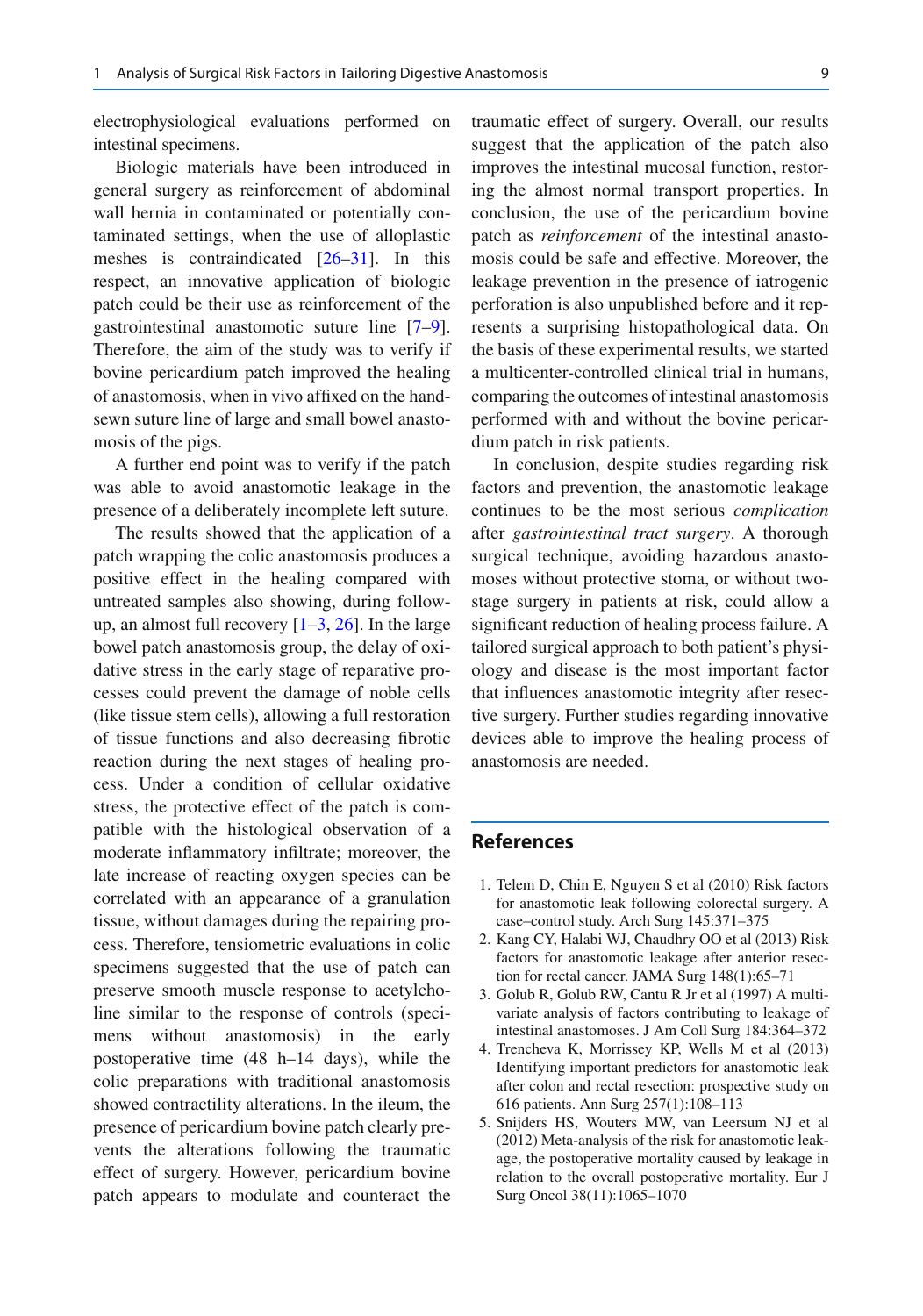electrophysiological evaluations performed on intestinal specimens.

Biologic materials have been introduced in general surgery as reinforcement of abdominal wall hernia in contaminated or potentially contaminated settings, when the use of alloplastic meshes is contraindicated [26–31]. In this respect, an innovative application of biologic patch could be their use as reinforcement of the gastrointestinal anastomotic suture line [7–9]. Therefore, the aim of the study was to verify if bovine pericardium patch improved the healing of anastomosis, when in vivo affixed on the handsewn suture line of large and small bowel anastomosis of the pigs.

A further end point was to verify if the patch was able to avoid anastomotic leakage in the presence of a deliberately incomplete left suture.

The results showed that the application of a patch wrapping the colic anastomosis produces a positive effect in the healing compared with untreated samples also showing, during followup, an almost full recovery [1–3, 26]. In the large bowel patch anastomosis group, the delay of oxidative stress in the early stage of reparative processes could prevent the damage of noble cells (like tissue stem cells), allowing a full restoration of tissue functions and also decreasing fibrotic reaction during the next stages of healing process. Under a condition of cellular oxidative stress, the protective effect of the patch is compatible with the histological observation of a moderate inflammatory infiltrate; moreover, the late increase of reacting oxygen species can be correlated with an appearance of a granulation tissue, without damages during the repairing process. Therefore, tensiometric evaluations in colic specimens suggested that the use of patch can preserve smooth muscle response to acetylcholine similar to the response of controls (specimens without anastomosis) in the early postoperative time (48 h–14 days), while the colic preparations with traditional anastomosis showed contractility alterations. In the ileum, the presence of pericardium bovine patch clearly prevents the alterations following the traumatic effect of surgery. However, pericardium bovine patch appears to modulate and counteract the traumatic effect of surgery. Overall, our results suggest that the application of the patch also improves the intestinal mucosal function, restoring the almost normal transport properties. In conclusion, the use of the pericardium bovine patch as *reinforcement* of the intestinal anastomosis could be safe and effective. Moreover, the leakage prevention in the presence of iatrogenic perforation is also unpublished before and it represents a surprising histopathological data. On the basis of these experimental results, we started a multicenter-controlled clinical trial in humans, comparing the outcomes of intestinal anastomosis performed with and without the bovine pericardium patch in risk patients.

In conclusion, despite studies regarding risk factors and prevention, the anastomotic leakage continues to be the most serious *complication* after *gastrointestinal tract surgery*. A thorough surgical technique, avoiding hazardous anastomoses without protective stoma, or without two-stage surgery in patients at risk, could allow a significant reduction of healing process failure. A tailored surgical approach to both patient's physiology and disease is the most important factor that influences anastomotic integrity after resective surgery. Further studies regarding innovative devices able to improve the healing process of anastomosis are needed.

## References

1. Telem D, Chin E, Nguyen S et al (2010) Risk factors for anastomotic leak following colorectal surgery. A case–control study. Arch Surg 145:371–375
2. Kang CY, Halabi WJ, Chaudhry OO et al (2013) Risk factors for anastomotic leakage after anterior resection for rectal cancer. JAMA Surg 148(1):65–71
3. Golub R, Golub RW, Cantu R Jr et al (1997) A multivariate analysis of factors contributing to leakage of intestinal anastomoses. J Am Coll Surg 184:364–372
4. Trencheva K, Morrissey KP, Wells M et al (2013) Identifying important predictors for anastomotic leak after colon and rectal resection: prospective study on 616 patients. Ann Surg 257(1):108–113
5. Snijders HS, Wouters MW, van Leersum NJ et al (2012) Meta-analysis of the risk for anastomotic leakage, the postoperative mortality caused by leakage in relation to the overall postoperative mortality. Eur J Surg Oncol 38(11):1065–1070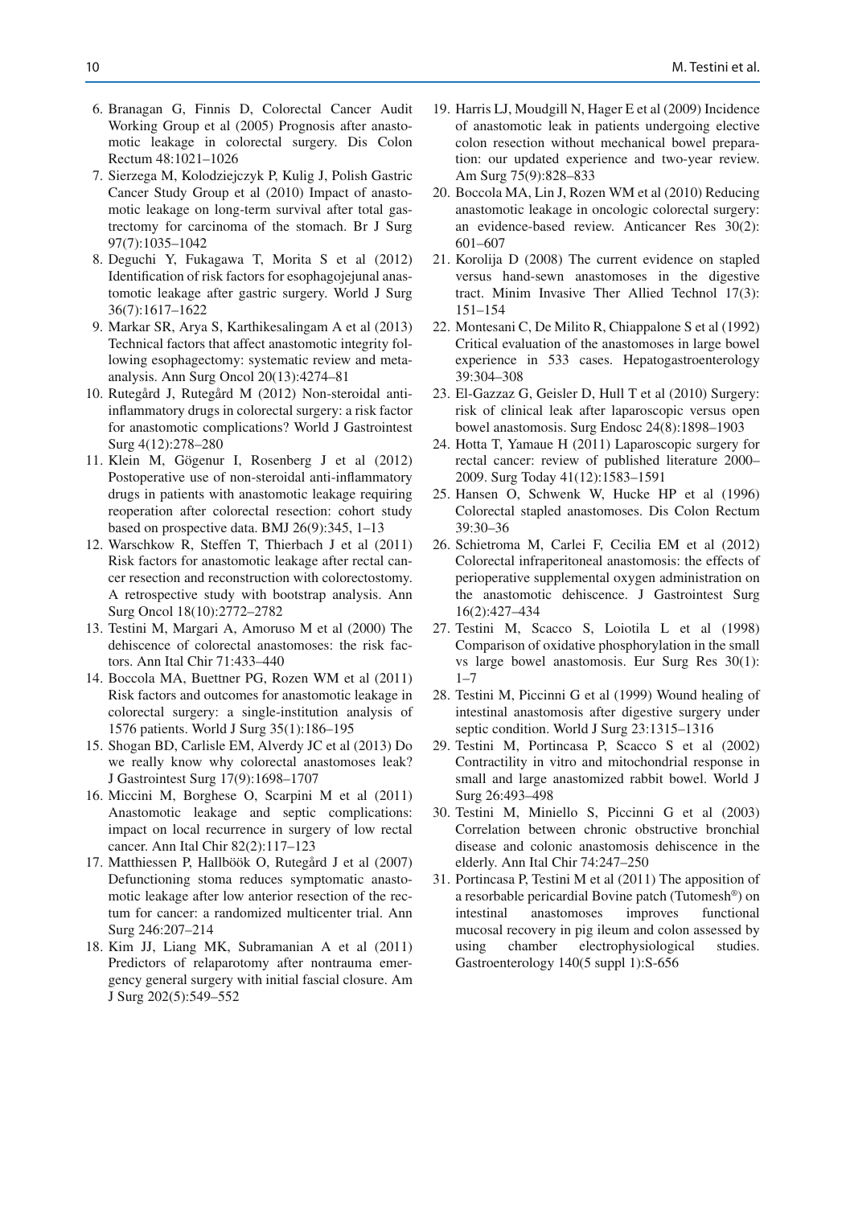6. Branagan G, Finnis D, Colorectal Cancer Audit Working Group et al (2005) Prognosis after anastomotic leakage in colorectal surgery. Dis Colon Rectum 48:1021–1026
7. Sierzega M, Kolodziejczyk P, Kulig J, Polish Gastric Cancer Study Group et al (2010) Impact of anastomotic leakage on long-term survival after total gastrectomy for carcinoma of the stomach. Br J Surg 97(7):1035–1042
8. Deguchi Y, Fukagawa T, Morita S et al (2012) Identification of risk factors for esophagojejunal anastomotic leakage after gastric surgery. World J Surg 36(7):1617–1622
9. Markar SR, Arya S, Karthikesalingam A et al (2013) Technical factors that affect anastomotic integrity following esophagectomy: systematic review and meta-analysis. Ann Surg Oncol 20(13):4274–81
10. Rutegård J, Rutegård M (2012) Non-steroidal anti-inflammatory drugs in colorectal surgery: a risk factor for anastomotic complications? World J Gastrointest Surg 4(12):278–280
11. Klein M, Gögenur I, Rosenberg J et al (2012) Postoperative use of non-steroidal anti-inflammatory drugs in patients with anastomotic leakage requiring reoperation after colorectal resection: cohort study based on prospective data. BMJ 26(9):345, 1–13
12. Warschkow R, Steffen T, Thierbach J et al (2011) Risk factors for anastomotic leakage after rectal cancer resection and reconstruction with colorectostomy. A retrospective study with bootstrap analysis. Ann Surg Oncol 18(10):2772–2782
13. Testini M, Margari A, Amoruso M et al (2000) The dehiscence of colorectal anastomoses: the risk factors. Ann Ital Chir 71:433–440
14. Boccola MA, Buettner PG, Rozen WM et al (2011) Risk factors and outcomes for anastomotic leakage in colorectal surgery: a single-institution analysis of 1576 patients. World J Surg 35(1):186–195
15. Shogan BD, Carlisle EM, Alverdy JC et al (2013) Do we really know why colorectal anastomoses leak? J Gastrointest Surg 17(9):1698–1707
16. Miccini M, Borghese O, Scarpini M et al (2011) Anastomotic leakage and septic complications: impact on local recurrence in surgery of low rectal cancer. Ann Ital Chir 82(2):117–123
17. Matthiessen P, Hallböök O, Rutegård J et al (2007) Defunctioning stoma reduces symptomatic anastomotic leakage after low anterior resection of the rectum for cancer: a randomized multicenter trial. Ann Surg 246:207–214
18. Kim JJ, Liang MK, Subramanian A et al (2011) Predictors of relaparotomy after nontrauma emergency general surgery with initial fascial closure. Am J Surg 202(5):549–552
19. Harris LJ, Moudgill N, Hager E et al (2009) Incidence of anastomotic leak in patients undergoing elective colon resection without mechanical bowel preparation: our updated experience and two-year review. Am Surg 75(9):828–833
20. Boccola MA, Lin J, Rozen WM et al (2010) Reducing anastomotic leakage in oncologic colorectal surgery: an evidence-based review. Anticancer Res 30(2): 601–607
21. Korolija D (2008) The current evidence on stapled versus hand-sewn anastomoses in the digestive tract. Minim Invasive Ther Allied Technol 17(3): 151–154
22. Montesani C, De Milito R, Chiappalone S et al (1992) Critical evaluation of the anastomoses in large bowel experience in 533 cases. Hepatogastroenterology 39:304–308
23. El-Gazzaz G, Geisler D, Hull T et al (2010) Surgery: risk of clinical leak after laparoscopic versus open bowel anastomosis. Surg Endosc 24(8):1898–1903
24. Hotta T, Yamaue H (2011) Laparoscopic surgery for rectal cancer: review of published literature 2000–2009. Surg Today 41(12):1583–1591
25. Hansen O, Schwenk W, Hucke HP et al (1996) Colorectal stapled anastomoses. Dis Colon Rectum 39:30–36
26. Schietroma M, Carlei F, Cecilia EM et al (2012) Colorectal infraperitoneal anastomosis: the effects of perioperative supplemental oxygen administration on the anastomotic dehiscence. J Gastrointest Surg 16(2):427–434
27. Testini M, Scacco S, Loiotila L et al (1998) Comparison of oxidative phosphorylation in the small vs large bowel anastomosis. Eur Surg Res 30(1): 1–7
28. Testini M, Piccinni G et al (1999) Wound healing of intestinal anastomosis after digestive surgery under septic condition. World J Surg 23:1315–1316
29. Testini M, Portincasa P, Scacco S et al (2002) Contractility in vitro and mitochondrial response in small and large anastomized rabbit bowel. World J Surg 26:493–498
30. Testini M, Miniello S, Piccinni G et al (2003) Correlation between chronic obstructive bronchial disease and colonic anastomosis dehiscence in the elderly. Ann Ital Chir 74:247–250
31. Portincasa P, Testini M et al (2011) The apposition of a resorbable pericardial Bovine patch (Tutomesh®) on intestinal anastomoses improves functional mucosal recovery in pig ileum and colon assessed by using chamber electrophysiological studies. Gastroenterology 140(5 suppl 1):S-656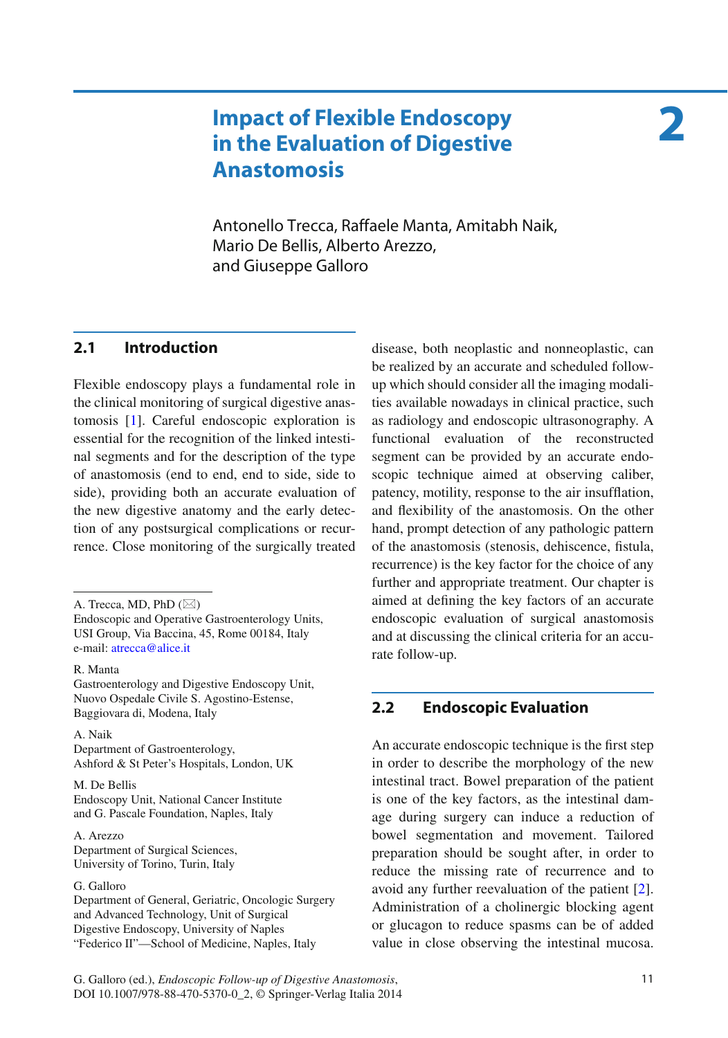# 2 Impact of Flexible Endoscopy in the Evaluation of Digestive Anastomosis

Antonello Trecca, Raffaele Manta, Amitabh Naik, Mario De Bellis, Alberto Arezzo, and Giuseppe Galloro

## 2.1 Introduction

Flexible endoscopy plays a fundamental role in the clinical monitoring of surgical digestive anastomosis [1]. Careful endoscopic exploration is essential for the recognition of the linked intestinal segments and for the description of the type of anastomosis (end to end, end to side, side to side), providing both an accurate evaluation of the new digestive anatomy and the early detection of any postsurgical complications or recurrence. Close monitoring of the surgically treated disease, both neoplastic and nonneoplastic, can be realized by an accurate and scheduled follow-up which should consider all the imaging modalities available nowadays in clinical practice, such as radiology and endoscopic ultrasonography. A functional evaluation of the reconstructed segment can be provided by an accurate endoscopic technique aimed at observing caliber, patency, motility, response to the air insufflation, and flexibility of the anastomosis. On the other hand, prompt detection of any pathologic pattern of the anastomosis (stenosis, dehiscence, fistula, recurrence) is the key factor for the choice of any further and appropriate treatment. Our chapter is aimed at defining the key factors of an accurate endoscopic evaluation of surgical anastomosis and at discussing the clinical criteria for an accurate follow-up.

A. Trecca, MD, PhD (✉)
Endoscopic and Operative Gastroenterology Units, USI Group, Via Baccina, 45, Rome 00184, Italy
e-mail: atrecca@alice.it

R. Manta
Gastroenterology and Digestive Endoscopy Unit, Nuovo Ospedale Civile S. Agostino-Estense, Baggiovara di, Modena, Italy

A. Naik
Department of Gastroenterology, Ashford & St Peter's Hospitals, London, UK

M. De Bellis
Endoscopy Unit, National Cancer Institute and G. Pascale Foundation, Naples, Italy

A. Arezzo
Department of Surgical Sciences, University of Torino, Turin, Italy

G. Galloro
Department of General, Geriatric, Oncologic Surgery and Advanced Technology, Unit of Surgical Digestive Endoscopy, University of Naples "Federico II"—School of Medicine, Naples, Italy

## 2.2 Endoscopic Evaluation

An accurate endoscopic technique is the first step in order to describe the morphology of the new intestinal tract. Bowel preparation of the patient is one of the key factors, as the intestinal damage during surgery can induce a reduction of bowel segmentation and movement. Tailored preparation should be sought after, in order to reduce the missing rate of recurrence and to avoid any further reevaluation of the patient [2]. Administration of a cholinergic blocking agent or glucagon to reduce spasms can be of added value in close observing the intestinal mucosa.

G. Galloro (ed.), *Endoscopic Follow-up of Digestive Anastomosis*, DOI 10.1007/978-88-470-5370-0_2, © Springer-Verlag Italia 2014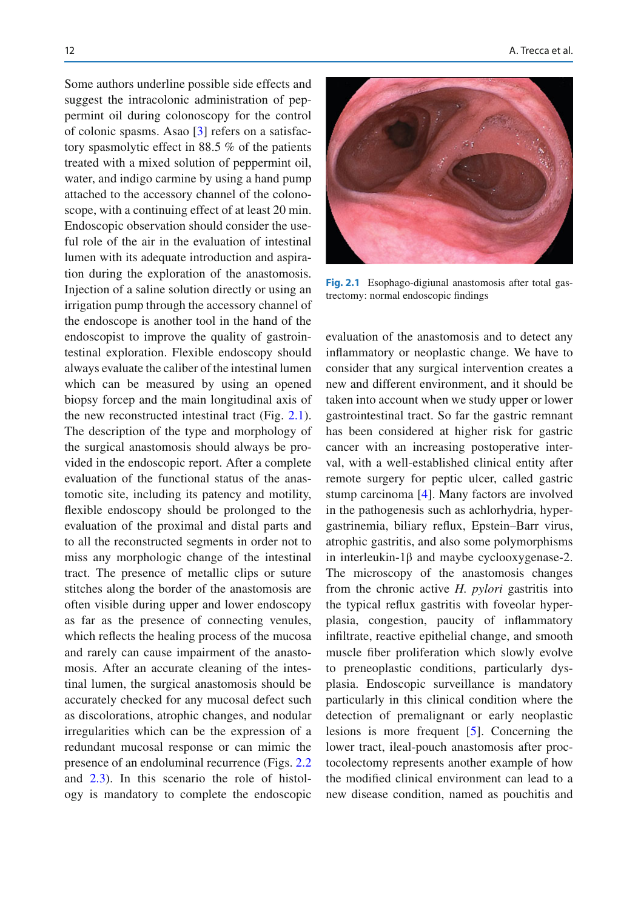Some authors underline possible side effects and suggest the intracolonic administration of peppermint oil during colonoscopy for the control of colonic spasms. Asao [3] refers on a satisfactory spasmolytic effect in 88.5 % of the patients treated with a mixed solution of peppermint oil, water, and indigo carmine by using a hand pump attached to the accessory channel of the colonoscope, with a continuing effect of at least 20 min. Endoscopic observation should consider the useful role of the air in the evaluation of intestinal lumen with its adequate introduction and aspiration during the exploration of the anastomosis. Injection of a saline solution directly or using an irrigation pump through the accessory channel of the endoscope is another tool in the hand of the endoscopist to improve the quality of gastrointestinal exploration. Flexible endoscopy should always evaluate the caliber of the intestinal lumen which can be measured by using an opened biopsy forcep and the main longitudinal axis of the new reconstructed intestinal tract (Fig. 2.1). The description of the type and morphology of the surgical anastomosis should always be provided in the endoscopic report. After a complete evaluation of the functional status of the anastomotic site, including its patency and motility, flexible endoscopy should be prolonged to the evaluation of the proximal and distal parts and to all the reconstructed segments in order not to miss any morphologic change of the intestinal tract. The presence of metallic clips or suture stitches along the border of the anastomosis are often visible during upper and lower endoscopy as far as the presence of connecting venules, which reflects the healing process of the mucosa and rarely can cause impairment of the anastomosis. After an accurate cleaning of the intestinal lumen, the surgical anastomosis should be accurately checked for any mucosal defect such as discolorations, atrophic changes, and nodular irregularities which can be the expression of a redundant mucosal response or can mimic the presence of an endoluminal recurrence (Figs. 2.2 and 2.3). In this scenario the role of histology is mandatory to complete the endoscopic evaluation of the anastomosis and to detect any inflammatory or neoplastic change. We have to consider that any surgical intervention creates a new and different environment, and it should be taken into account when we study upper or lower gastrointestinal tract. So far the gastric remnant has been considered at higher risk for gastric cancer with an increasing postoperative interval, with a well-established clinical entity after remote surgery for peptic ulcer, called gastric stump carcinoma [4]. Many factors are involved in the pathogenesis such as achlorhydria, hypergastrinemia, biliary reflux, Epstein–Barr virus, atrophic gastritis, and also some polymorphisms in interleukin-1β and maybe cyclooxygenase-2. The microscopy of the anastomosis changes from the chronic active *H. pylori* gastritis into the typical reflux gastritis with foveolar hyperplasia, congestion, paucity of inflammatory infiltrate, reactive epithelial change, and smooth muscle fiber proliferation which slowly evolve to preneoplastic conditions, particularly dysplasia. Endoscopic surveillance is mandatory particularly in this clinical condition where the detection of premalignant or early neoplastic lesions is more frequent [5]. Concerning the lower tract, ileal-pouch anastomosis after proctocolectomy represents another example of how the modified clinical environment can lead to a new disease condition, named as pouchitis and

**Fig. 2.1** Esophago-digiunal anastomosis after total gastrectomy: normal endoscopic findings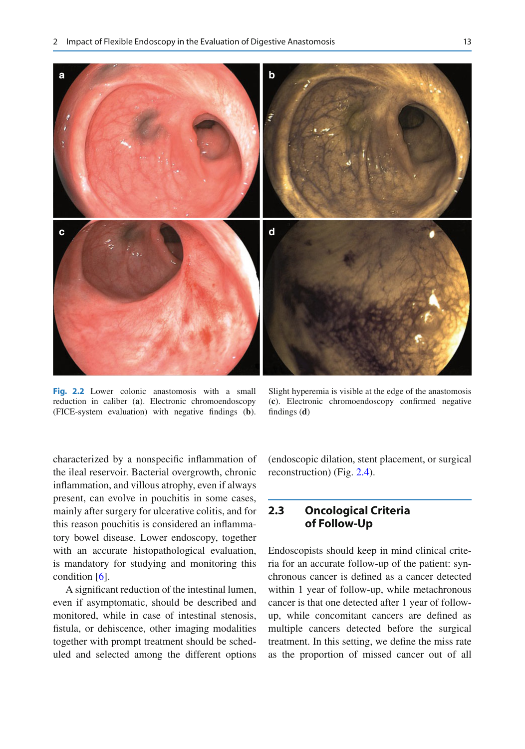**Fig. 2.2** Lower colonic anastomosis with a small reduction in caliber (**a**). Electronic chromoendoscopy (FICE-system evaluation) with negative findings (**b**). Slight hyperemia is visible at the edge of the anastomosis (**c**). Electronic chromoendoscopy confirmed negative findings (**d**)

characterized by a nonspecific inflammation of the ileal reservoir. Bacterial overgrowth, chronic inflammation, and villous atrophy, even if always present, can evolve in pouchitis in some cases, mainly after surgery for ulcerative colitis, and for this reason pouchitis is considered an inflammatory bowel disease. Lower endoscopy, together with an accurate histopathological evaluation, is mandatory for studying and monitoring this condition [6].

A significant reduction of the intestinal lumen, even if asymptomatic, should be described and monitored, while in case of intestinal stenosis, fistula, or dehiscence, other imaging modalities together with prompt treatment should be scheduled and selected among the different options (endoscopic dilation, stent placement, or surgical reconstruction) (Fig. 2.4).

## 2.3 Oncological Criteria of Follow-Up

Endoscopists should keep in mind clinical criteria for an accurate follow-up of the patient: synchronous cancer is defined as a cancer detected within 1 year of follow-up, while metachronous cancer is that one detected after 1 year of follow-up, while concomitant cancers are defined as multiple cancers detected before the surgical treatment. In this setting, we define the miss rate as the proportion of missed cancer out of all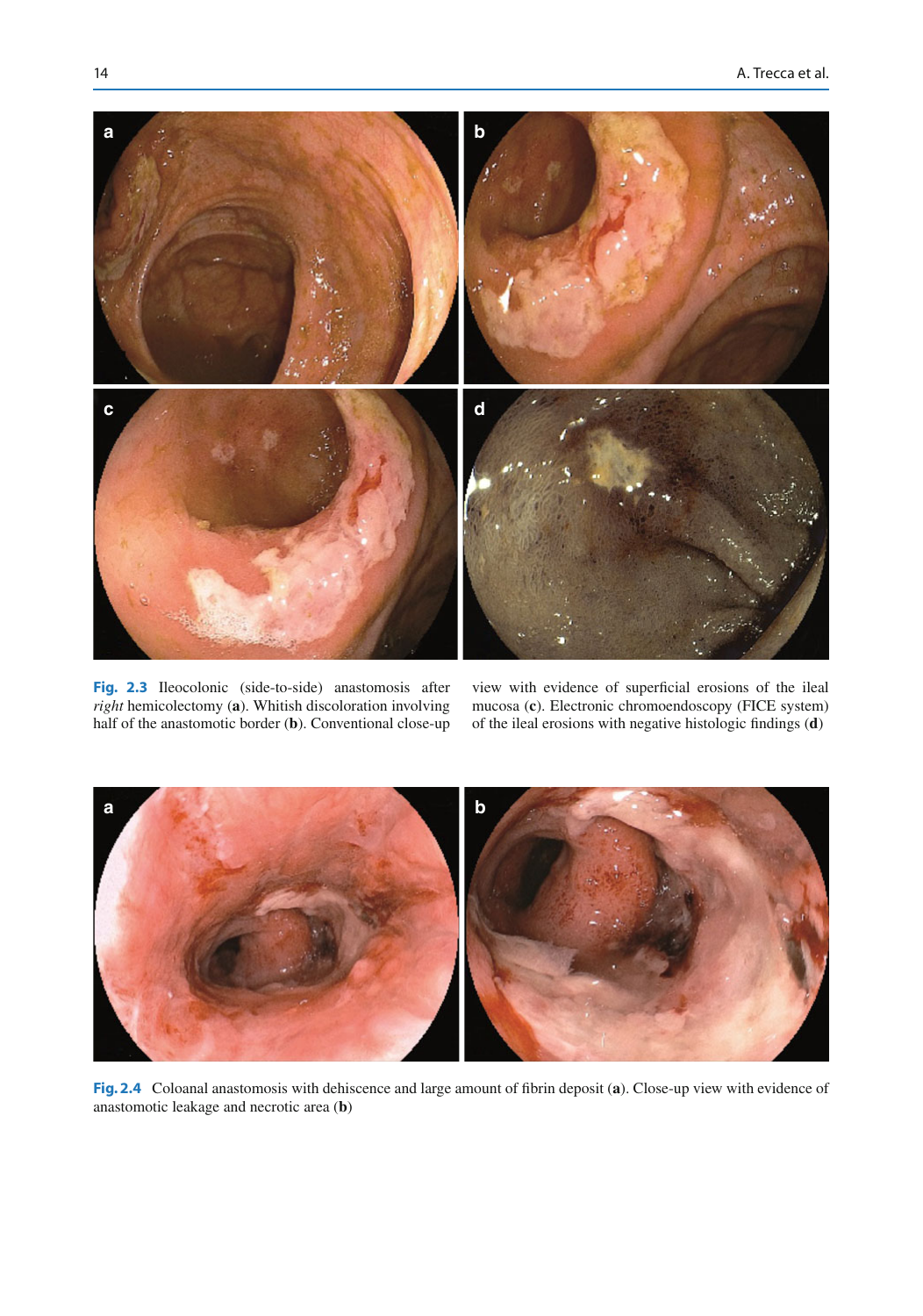**Fig. 2.3** Ileocolonic (side-to-side) anastomosis after *right* hemicolectomy (**a**). Whitish discoloration involving half of the anastomotic border (**b**). Conventional close-up view with evidence of superficial erosions of the ileal mucosa (**c**). Electronic chromoendoscopy (FICE system) of the ileal erosions with negative histologic findings (**d**)

**Fig. 2.4** Coloanal anastomosis with dehiscence and large amount of fibrin deposit (**a**). Close-up view with evidence of anastomotic leakage and necrotic area (**b**)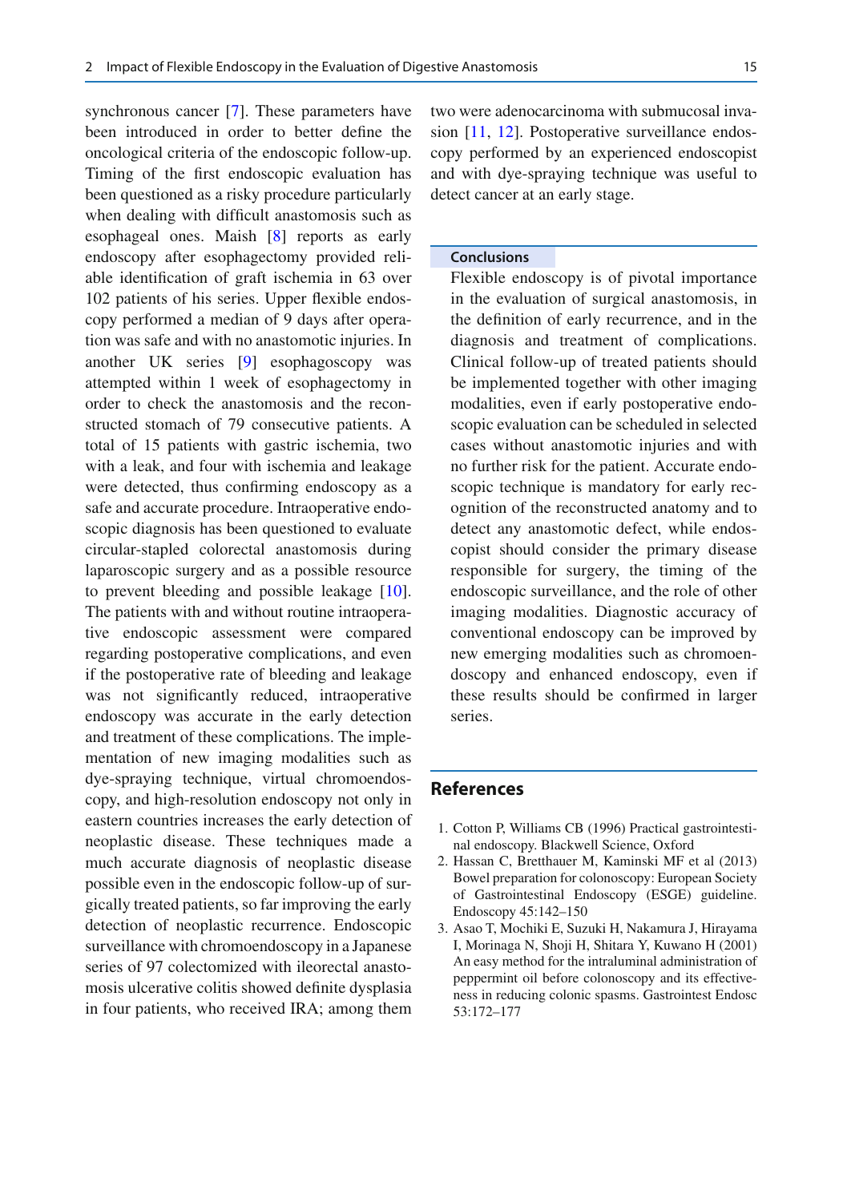synchronous cancer [7]. These parameters have been introduced in order to better define the oncological criteria of the endoscopic follow-up. Timing of the first endoscopic evaluation has been questioned as a risky procedure particularly when dealing with difficult anastomosis such as esophageal ones. Maish [8] reports as early endoscopy after esophagectomy provided reliable identification of graft ischemia in 63 over 102 patients of his series. Upper flexible endoscopy performed a median of 9 days after operation was safe and with no anastomotic injuries. In another UK series [9] esophagoscopy was attempted within 1 week of esophagectomy in order to check the anastomosis and the reconstructed stomach of 79 consecutive patients. A total of 15 patients with gastric ischemia, two with a leak, and four with ischemia and leakage were detected, thus confirming endoscopy as a safe and accurate procedure. Intraoperative endoscopic diagnosis has been questioned to evaluate circular-stapled colorectal anastomosis during laparoscopic surgery and as a possible resource to prevent bleeding and possible leakage [10]. The patients with and without routine intraoperative endoscopic assessment were compared regarding postoperative complications, and even if the postoperative rate of bleeding and leakage was not significantly reduced, intraoperative endoscopy was accurate in the early detection and treatment of these complications. The implementation of new imaging modalities such as dye-spraying technique, virtual chromoendoscopy, and high-resolution endoscopy not only in eastern countries increases the early detection of neoplastic disease. These techniques made a much accurate diagnosis of neoplastic disease possible even in the endoscopic follow-up of surgically treated patients, so far improving the early detection of neoplastic recurrence. Endoscopic surveillance with chromoendoscopy in a Japanese series of 97 colectomized with ileorectal anastomosis ulcerative colitis showed definite dysplasia in four patients, who received IRA; among them two were adenocarcinoma with submucosal invasion [11, 12]. Postoperative surveillance endoscopy performed by an experienced endoscopist and with dye-spraying technique was useful to detect cancer at an early stage.

**Conclusions**

Flexible endoscopy is of pivotal importance in the evaluation of surgical anastomosis, in the definition of early recurrence, and in the diagnosis and treatment of complications. Clinical follow-up of treated patients should be implemented together with other imaging modalities, even if early postoperative endoscopic evaluation can be scheduled in selected cases without anastomotic injuries and with no further risk for the patient. Accurate endoscopic technique is mandatory for early recognition of the reconstructed anatomy and to detect any anastomotic defect, while endoscopist should consider the primary disease responsible for surgery, the timing of the endoscopic surveillance, and the role of other imaging modalities. Diagnostic accuracy of conventional endoscopy can be improved by new emerging modalities such as chromoendoscopy and enhanced endoscopy, even if these results should be confirmed in larger series.

## References

1. Cotton P, Williams CB (1996) Practical gastrointestinal endoscopy. Blackwell Science, Oxford
2. Hassan C, Bretthauer M, Kaminski MF et al (2013) Bowel preparation for colonoscopy: European Society of Gastrointestinal Endoscopy (ESGE) guideline. Endoscopy 45:142–150
3. Asao T, Mochiki E, Suzuki H, Nakamura J, Hirayama I, Morinaga N, Shoji H, Shitara Y, Kuwano H (2001) An easy method for the intraluminal administration of peppermint oil before colonoscopy and its effectiveness in reducing colonic spasms. Gastrointest Endosc 53:172–177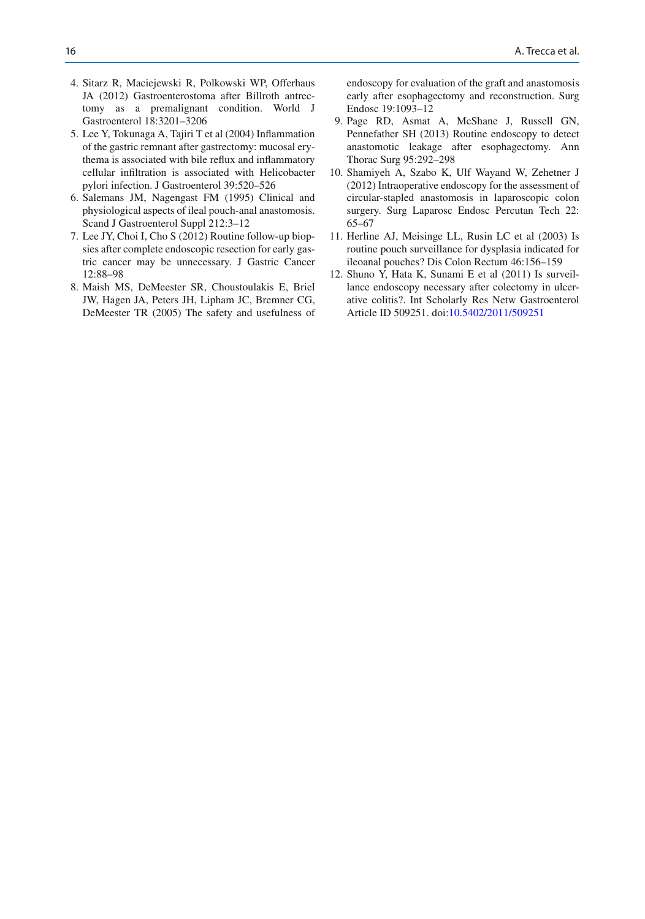4. Sitarz R, Maciejewski R, Polkowski WP, Offerhaus JA (2012) Gastroenterostoma after Billroth antrectomy as a premalignant condition. World J Gastroenterol 18:3201–3206
5. Lee Y, Tokunaga A, Tajiri T et al (2004) Inflammation of the gastric remnant after gastrectomy: mucosal erythema is associated with bile reflux and inflammatory cellular infiltration is associated with Helicobacter pylori infection. J Gastroenterol 39:520–526
6. Salemans JM, Nagengast FM (1995) Clinical and physiological aspects of ileal pouch-anal anastomosis. Scand J Gastroenterol Suppl 212:3–12
7. Lee JY, Choi I, Cho S (2012) Routine follow-up biopsies after complete endoscopic resection for early gastric cancer may be unnecessary. J Gastric Cancer 12:88–98
8. Maish MS, DeMeester SR, Choustoulakis E, Briel JW, Hagen JA, Peters JH, Lipham JC, Bremner CG, DeMeester TR (2005) The safety and usefulness of endoscopy for evaluation of the graft and anastomosis early after esophagectomy and reconstruction. Surg Endosc 19:1093–12
9. Page RD, Asmat A, McShane J, Russell GN, Pennefather SH (2013) Routine endoscopy to detect anastomotic leakage after esophagectomy. Ann Thorac Surg 95:292–298
10. Shamiyeh A, Szabo K, Ulf Wayand W, Zehetner J (2012) Intraoperative endoscopy for the assessment of circular-stapled anastomosis in laparoscopic colon surgery. Surg Laparosc Endosc Percutan Tech 22: 65–67
11. Herline AJ, Meisinge LL, Rusin LC et al (2003) Is routine pouch surveillance for dysplasia indicated for ileoanal pouches? Dis Colon Rectum 46:156–159
12. Shuno Y, Hata K, Sunami E et al (2011) Is surveillance endoscopy necessary after colectomy in ulcerative colitis?. Int Scholarly Res Netw Gastroenterol Article ID 509251. doi:10.5402/2011/509251